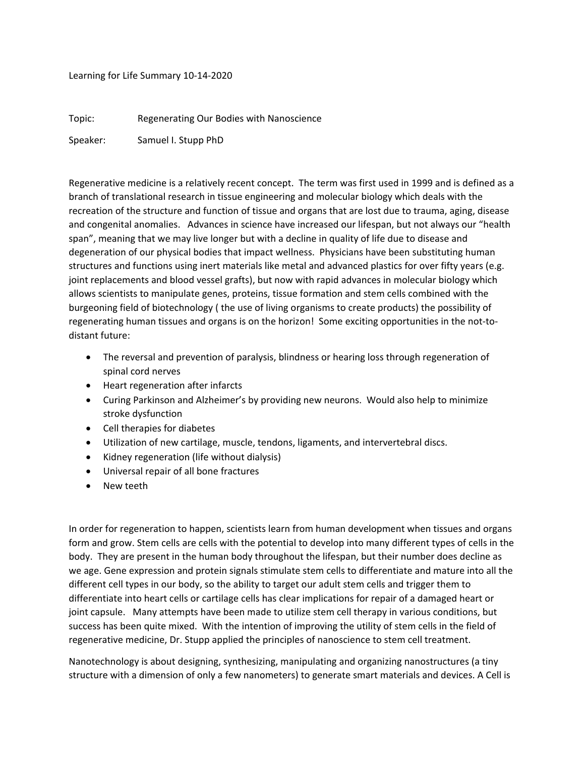Learning for Life Summary 10-14-2020

Topic: Regenerating Our Bodies with Nanoscience

Speaker: Samuel I. Stupp PhD

Regenerative medicine is a relatively recent concept. The term was first used in 1999 and is defined as a branch of translational research in tissue engineering and molecular biology which deals with the recreation of the structure and function of tissue and organs that are lost due to trauma, aging, disease and congenital anomalies. Advances in science have increased our lifespan, but not always our "health span", meaning that we may live longer but with a decline in quality of life due to disease and degeneration of our physical bodies that impact wellness. Physicians have been substituting human structures and functions using inert materials like metal and advanced plastics for over fifty years (e.g. joint replacements and blood vessel grafts), but now with rapid advances in molecular biology which allows scientists to manipulate genes, proteins, tissue formation and stem cells combined with the burgeoning field of biotechnology ( the use of living organisms to create products) the possibility of regenerating human tissues and organs is on the horizon! Some exciting opportunities in the not-to-distant future:

- The reversal and prevention of paralysis, blindness or hearing loss through regeneration of spinal cord nerves
- Heart regeneration after infarcts
- Curing Parkinson and Alzheimer's by providing new neurons. Would also help to minimize stroke dysfunction
- Cell therapies for diabetes
- Utilization of new cartilage, muscle, tendons, ligaments, and intervertebral discs.
- Kidney regeneration (life without dialysis)
- Universal repair of all bone fractures
- New teeth

In order for regeneration to happen, scientists learn from human development when tissues and organs form and grow. Stem cells are cells with the potential to develop into many different types of cells in the body. They are present in the human body throughout the lifespan, but their number does decline as we age. Gene expression and protein signals stimulate stem cells to differentiate and mature into all the different cell types in our body, so the ability to target our adult stem cells and trigger them to differentiate into heart cells or cartilage cells has clear implications for repair of a damaged heart or joint capsule. Many attempts have been made to utilize stem cell therapy in various conditions, but success has been quite mixed. With the intention of improving the utility of stem cells in the field of regenerative medicine, Dr. Stupp applied the principles of nanoscience to stem cell treatment.

Nanotechnology is about designing, synthesizing, manipulating and organizing nanostructures (a tiny structure with a dimension of only a few nanometers) to generate smart materials and devices. A Cell is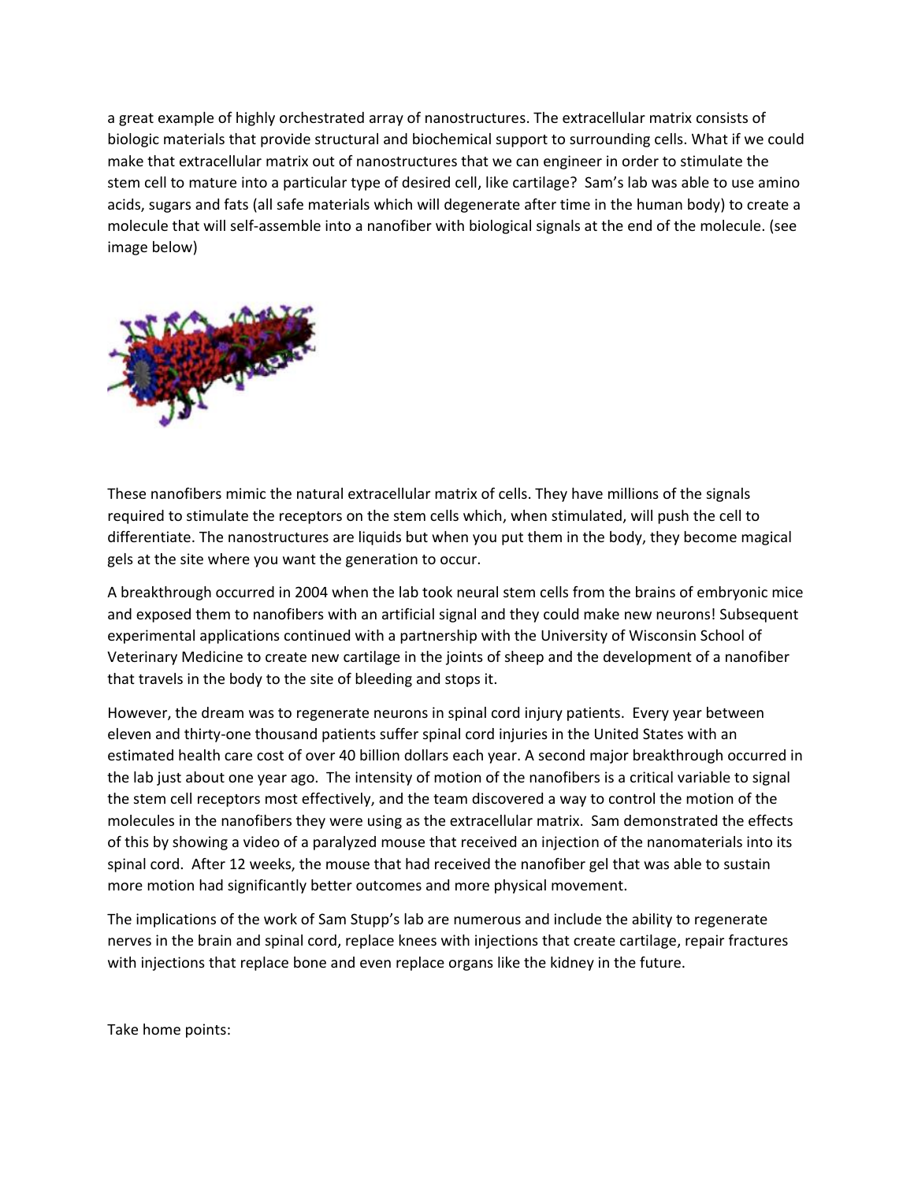a great example of highly orchestrated array of nanostructures. The extracellular matrix consists of biologic materials that provide structural and biochemical support to surrounding cells. What if we could make that extracellular matrix out of nanostructures that we can engineer in order to stimulate the stem cell to mature into a particular type of desired cell, like cartilage? Sam's lab was able to use amino acids, sugars and fats (all safe materials which will degenerate after time in the human body) to create a molecule that will self-assemble into a nanofiber with biological signals at the end of the molecule. (see image below)

These nanofibers mimic the natural extracellular matrix of cells. They have millions of the signals required to stimulate the receptors on the stem cells which, when stimulated, will push the cell to differentiate. The nanostructures are liquids but when you put them in the body, they become magical gels at the site where you want the generation to occur.

A breakthrough occurred in 2004 when the lab took neural stem cells from the brains of embryonic mice and exposed them to nanofibers with an artificial signal and they could make new neurons! Subsequent experimental applications continued with a partnership with the University of Wisconsin School of Veterinary Medicine to create new cartilage in the joints of sheep and the development of a nanofiber that travels in the body to the site of bleeding and stops it.

However, the dream was to regenerate neurons in spinal cord injury patients. Every year between eleven and thirty-one thousand patients suffer spinal cord injuries in the United States with an estimated health care cost of over 40 billion dollars each year. A second major breakthrough occurred in the lab just about one year ago. The intensity of motion of the nanofibers is a critical variable to signal the stem cell receptors most effectively, and the team discovered a way to control the motion of the molecules in the nanofibers they were using as the extracellular matrix. Sam demonstrated the effects of this by showing a video of a paralyzed mouse that received an injection of the nanomaterials into its spinal cord. After 12 weeks, the mouse that had received the nanofiber gel that was able to sustain more motion had significantly better outcomes and more physical movement.

The implications of the work of Sam Stupp's lab are numerous and include the ability to regenerate nerves in the brain and spinal cord, replace knees with injections that create cartilage, repair fractures with injections that replace bone and even replace organs like the kidney in the future.

Take home points: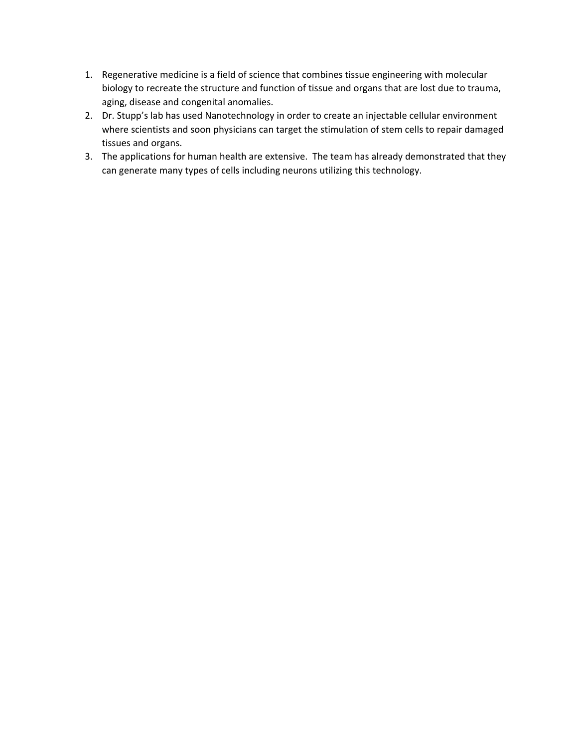1. Regenerative medicine is a field of science that combines tissue engineering with molecular biology to recreate the structure and function of tissue and organs that are lost due to trauma, aging, disease and congenital anomalies.
2. Dr. Stupp's lab has used Nanotechnology in order to create an injectable cellular environment where scientists and soon physicians can target the stimulation of stem cells to repair damaged tissues and organs.
3. The applications for human health are extensive.  The team has already demonstrated that they can generate many types of cells including neurons utilizing this technology.